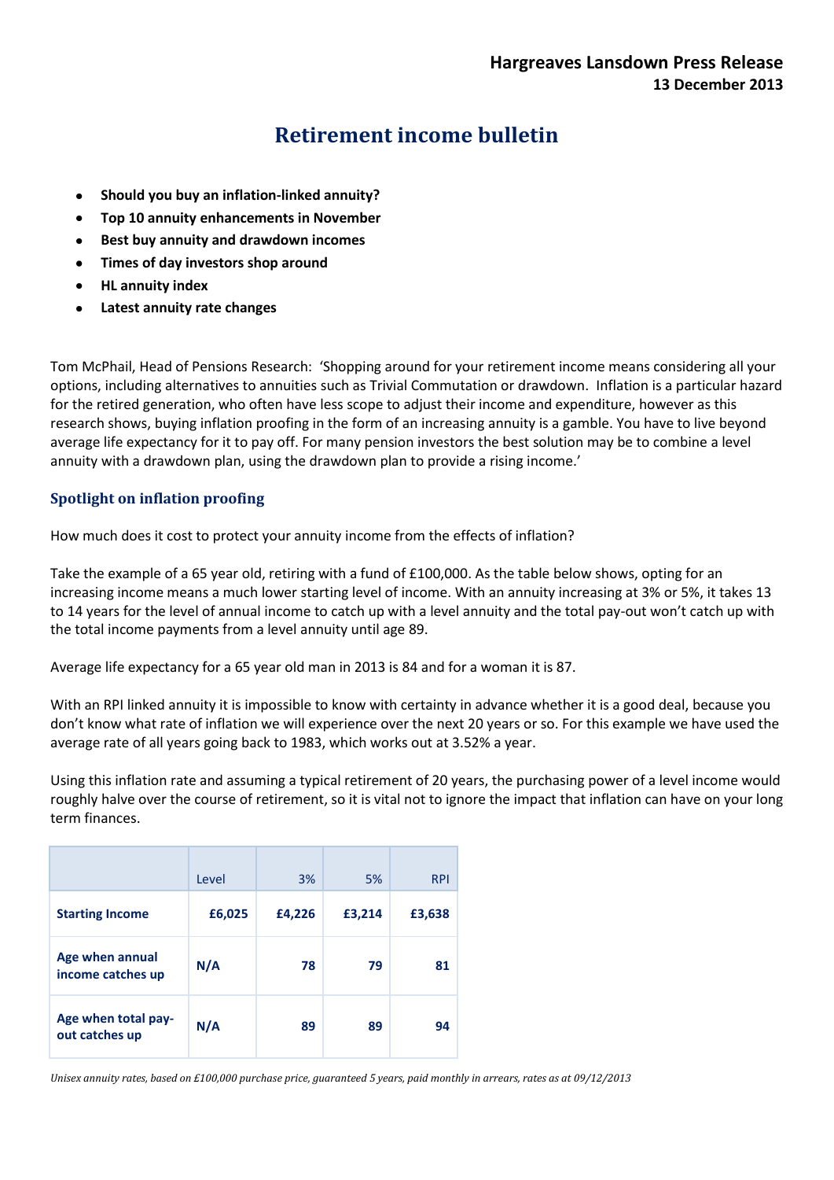**Hargreaves Lansdown Press Release**
**13 December 2013**

# Retirement income bulletin

- **Should you buy an inflation-linked annuity?**
- **Top 10 annuity enhancements in November**
- **Best buy annuity and drawdown incomes**
- **Times of day investors shop around**
- **HL annuity index**
- **Latest annuity rate changes**

Tom McPhail, Head of Pensions Research: 'Shopping around for your retirement income means considering all your options, including alternatives to annuities such as Trivial Commutation or drawdown. Inflation is a particular hazard for the retired generation, who often have less scope to adjust their income and expenditure, however as this research shows, buying inflation proofing in the form of an increasing annuity is a gamble. You have to live beyond average life expectancy for it to pay off. For many pension investors the best solution may be to combine a level annuity with a drawdown plan, using the drawdown plan to provide a rising income.'

## Spotlight on inflation proofing

How much does it cost to protect your annuity income from the effects of inflation?

Take the example of a 65 year old, retiring with a fund of £100,000. As the table below shows, opting for an increasing income means a much lower starting level of income. With an annuity increasing at 3% or 5%, it takes 13 to 14 years for the level of annual income to catch up with a level annuity and the total pay-out won't catch up with the total income payments from a level annuity until age 89.

Average life expectancy for a 65 year old man in 2013 is 84 and for a woman it is 87.

With an RPI linked annuity it is impossible to know with certainty in advance whether it is a good deal, because you don't know what rate of inflation we will experience over the next 20 years or so. For this example we have used the average rate of all years going back to 1983, which works out at 3.52% a year.

Using this inflation rate and assuming a typical retirement of 20 years, the purchasing power of a level income would roughly halve over the course of retirement, so it is vital not to ignore the impact that inflation can have on your long term finances.

| | Level | 3% | 5% | RPI |
|---|---|---|---|---|
| **Starting Income** | **£6,025** | **£4,226** | **£3,214** | **£3,638** |
| **Age when annual income catches up** | **N/A** | **78** | **79** | **81** |
| **Age when total pay-out catches up** | **N/A** | **89** | **89** | **94** |

*Unisex annuity rates, based on £100,000 purchase price, guaranteed 5 years, paid monthly in arrears, rates as at 09/12/2013*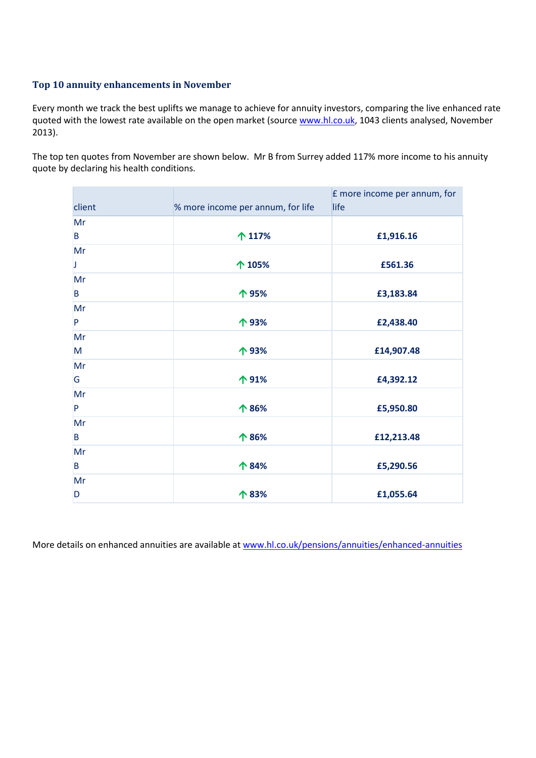### Top 10 annuity enhancements in November

Every month we track the best uplifts we manage to achieve for annuity investors, comparing the live enhanced rate quoted with the lowest rate available on the open market (source www.hl.co.uk, 1043 clients analysed, November 2013).

The top ten quotes from November are shown below. Mr B from Surrey added 117% more income to his annuity quote by declaring his health conditions.

| client | % more income per annum, for life | £ more income per annum, for life |
|---|---|---|
| Mr B | ↑ **117%** | **£1,916.16** |
| Mr J | ↑ **105%** | **£561.36** |
| Mr B | ↑ **95%** | **£3,183.84** |
| Mr P | ↑ **93%** | **£2,438.40** |
| Mr M | ↑ **93%** | **£14,907.48** |
| Mr G | ↑ **91%** | **£4,392.12** |
| Mr P | ↑ **86%** | **£5,950.80** |
| Mr B | ↑ **86%** | **£12,213.48** |
| Mr B | ↑ **84%** | **£5,290.56** |
| Mr D | ↑ **83%** | **£1,055.64** |

More details on enhanced annuities are available at www.hl.co.uk/pensions/annuities/enhanced-annuities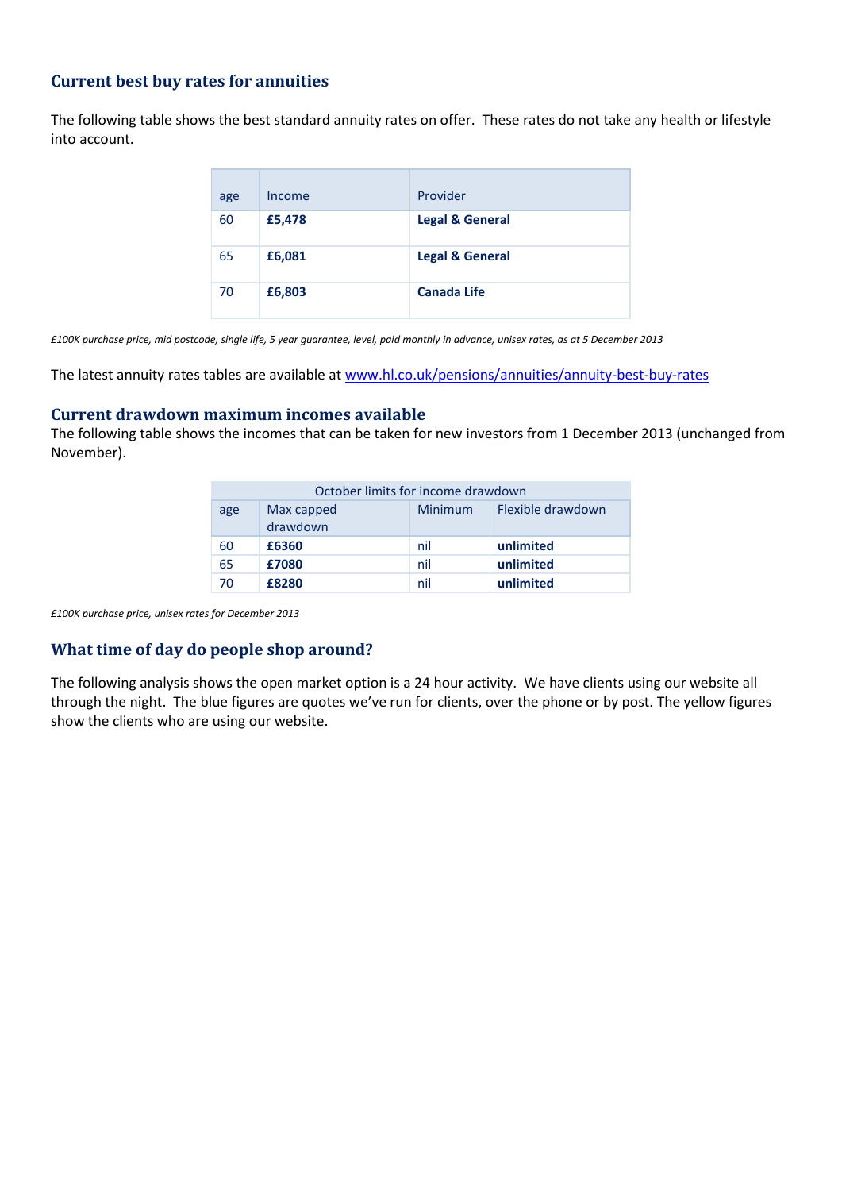## Current best buy rates for annuities

The following table shows the best standard annuity rates on offer. These rates do not take any health or lifestyle into account.

| age | Income | Provider |
|---|---|---|
| 60 | **£5,478** | **Legal & General** |
| 65 | **£6,081** | **Legal & General** |
| 70 | **£6,803** | **Canada Life** |

*£100K purchase price, mid postcode, single life, 5 year guarantee, level, paid monthly in advance, unisex rates, as at 5 December 2013*

The latest annuity rates tables are available at www.hl.co.uk/pensions/annuities/annuity-best-buy-rates

## Current drawdown maximum incomes available

The following table shows the incomes that can be taken for new investors from 1 December 2013 (unchanged from November).

| October limits for income drawdown | | | |
|---|---|---|---|
| age | Max capped drawdown | Minimum | Flexible drawdown |
| 60 | **£6360** | nil | **unlimited** |
| 65 | **£7080** | nil | **unlimited** |
| 70 | **£8280** | nil | **unlimited** |

*£100K purchase price, unisex rates for December 2013*

## What time of day do people shop around?

The following analysis shows the open market option is a 24 hour activity. We have clients using our website all through the night. The blue figures are quotes we've run for clients, over the phone or by post. The yellow figures show the clients who are using our website.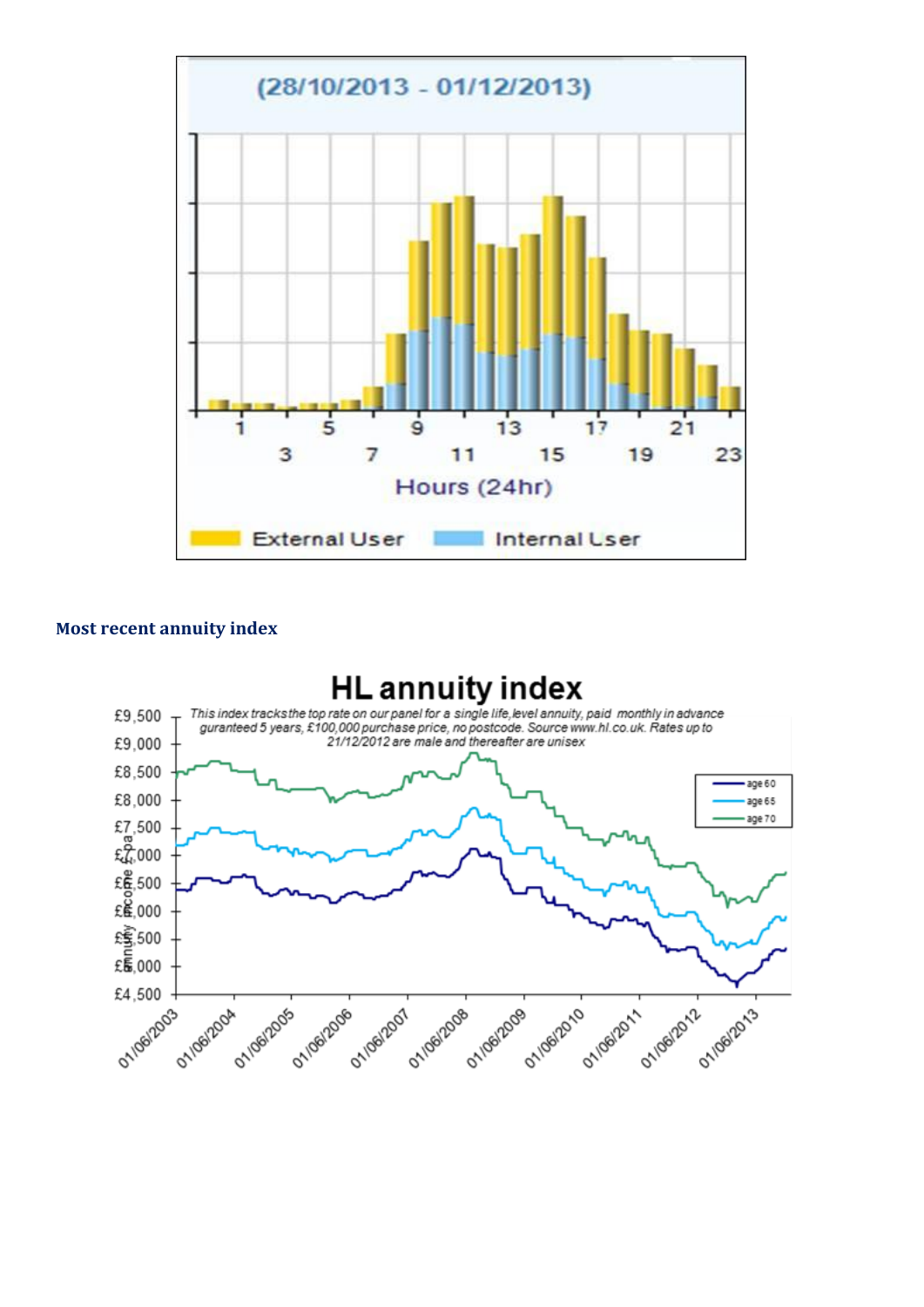(28/10/2013 - 01/12/2013)

Hours (24hr)

External User  Internal User

**Most recent annuity index**

HL annuity index

*This index tracks the top rate on our panel for a single life, level annuity, paid monthly in advance guranteed 5 years, £100,000 purchase price, no postcode. Source www.hl.co.uk. Rates up to 21/12/2012 are male and thereafter are unisex*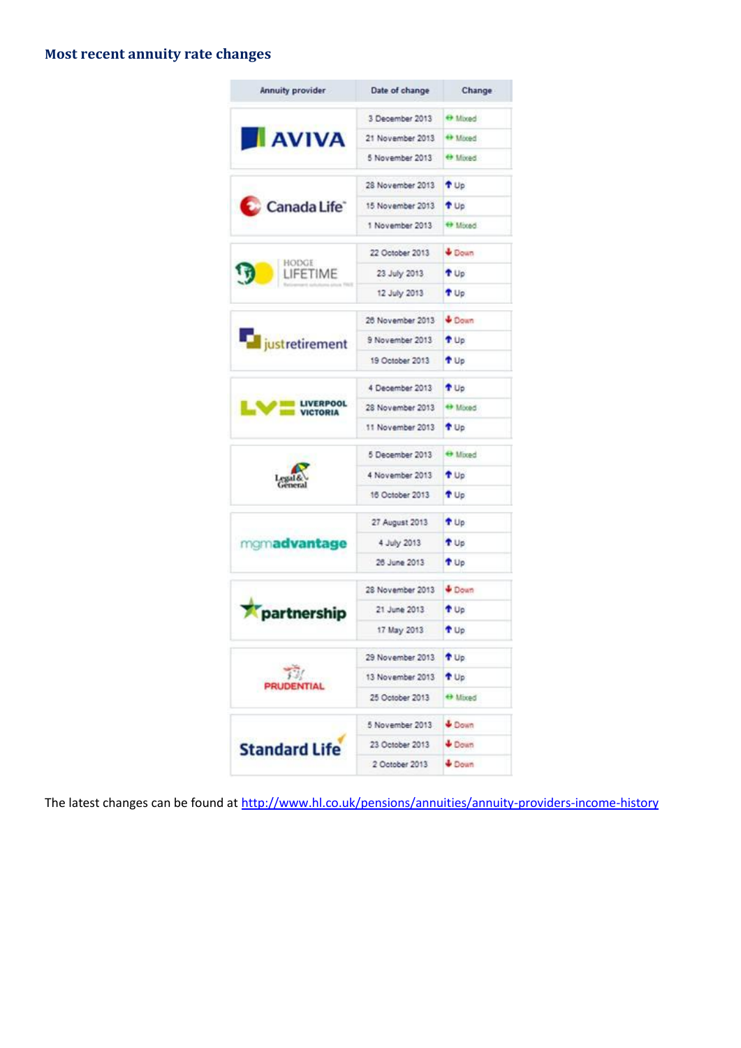## Most recent annuity rate changes

| Annuity provider | Date of change | Change |
|---|---|---|
| AVIVA | 3 December 2013 | Mixed |
| | 21 November 2013 | Mixed |
| | 5 November 2013 | Mixed |
| Canada Life | 28 November 2013 | Up |
| | 15 November 2013 | Up |
| | 1 November 2013 | Mixed |
| Hodge Lifetime | 22 October 2013 | Down |
| | 23 July 2013 | Up |
| | 12 July 2013 | Up |
| justretirement | 26 November 2013 | Down |
| | 9 November 2013 | Up |
| | 19 October 2013 | Up |
| LV= Liverpool Victoria | 4 December 2013 | Up |
| | 28 November 2013 | Mixed |
| | 11 November 2013 | Up |
| Legal & General | 5 December 2013 | Mixed |
| | 4 November 2013 | Up |
| | 16 October 2013 | Up |
| mgmadvantage | 27 August 2013 | Up |
| | 4 July 2013 | Up |
| | 26 June 2013 | Up |
| partnership | 28 November 2013 | Down |
| | 21 June 2013 | Up |
| | 17 May 2013 | Up |
| PRUDENTIAL | 29 November 2013 | Up |
| | 13 November 2013 | Up |
| | 25 October 2013 | Mixed |
| Standard Life | 5 November 2013 | Down |
| | 23 October 2013 | Down |
| | 2 October 2013 | Down |

The latest changes can be found at http://www.hl.co.uk/pensions/annuities/annuity-providers-income-history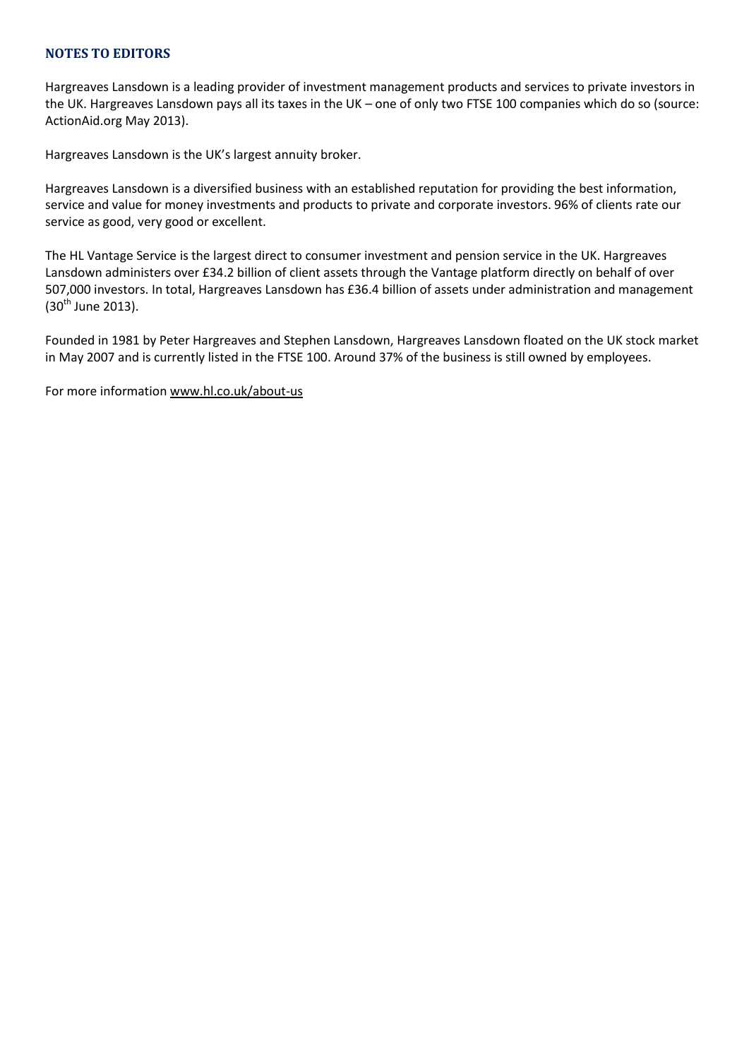## NOTES TO EDITORS

Hargreaves Lansdown is a leading provider of investment management products and services to private investors in the UK. Hargreaves Lansdown pays all its taxes in the UK – one of only two FTSE 100 companies which do so (source: ActionAid.org May 2013).

Hargreaves Lansdown is the UK's largest annuity broker.

Hargreaves Lansdown is a diversified business with an established reputation for providing the best information, service and value for money investments and products to private and corporate investors. 96% of clients rate our service as good, very good or excellent.

The HL Vantage Service is the largest direct to consumer investment and pension service in the UK. Hargreaves Lansdown administers over £34.2 billion of client assets through the Vantage platform directly on behalf of over 507,000 investors. In total, Hargreaves Lansdown has £36.4 billion of assets under administration and management (30th June 2013).

Founded in 1981 by Peter Hargreaves and Stephen Lansdown, Hargreaves Lansdown floated on the UK stock market in May 2007 and is currently listed in the FTSE 100. Around 37% of the business is still owned by employees.

For more information www.hl.co.uk/about-us